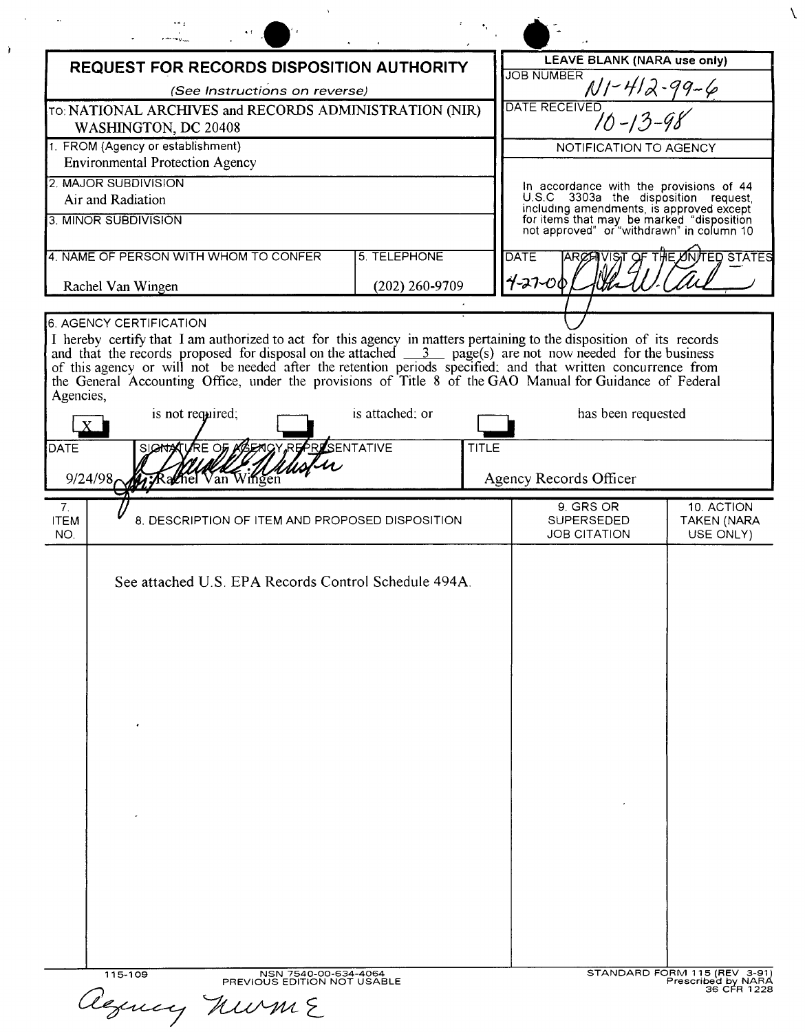# REQUEST FOR RECORDS DISPOSITION AUTHORITY

*(See Instructions on reverse)*

| | |
|---|---|
| TO: NATIONAL ARCHIVES and RECORDS ADMINISTRATION (NIR) WASHINGTON, DC 20408 | **LEAVE BLANK (NARA use only)** |
| | JOB NUMBER N1-412-99-6 |
| | DATE RECEIVED 10-13-98 |
| 1. FROM (Agency or establishment) Environmental Protection Agency | NOTIFICATION TO AGENCY |
| 2. MAJOR SUBDIVISION Air and Radiation | In accordance with the provisions of 44 U.S.C 3303a the disposition request, including amendments, is approved except for items that may be marked "disposition not approved" or "withdrawn" in column 10 |
| 3. MINOR SUBDIVISION | |
| 4. NAME OF PERSON WITH WHOM TO CONFER: Rachel Van Wingen — 5. TELEPHONE: (202) 260-9709 | DATE 4-27-00 — ARCHIVIST OF THE UNITED STATES [signature] |

**6. AGENCY CERTIFICATION**

I hereby certify that I am authorized to act for this agency in matters pertaining to the disposition of its records and that the records proposed for disposal on the attached 3 page(s) are not now needed for the business of this agency or will not be needed after the retention periods specified; and that written concurrence from the General Accounting Office, under the provisions of Title 8 of the GAO Manual for Guidance of Federal Agencies,

[X] is not required; [ ] is attached; or [ ] has been requested

| DATE | SIGNATURE OF AGENCY REPRESENTATIVE | TITLE |
|---|---|---|
| 9/24/98 | for Rachel Van Wingen [signature] | Agency Records Officer |

| 7. ITEM NO. | 8. DESCRIPTION OF ITEM AND PROPOSED DISPOSITION | 9. GRS OR SUPERSEDED JOB CITATION | 10. ACTION TAKEN (NARA USE ONLY) |
|---|---|---|---|
| | See attached U.S. EPA Records Control Schedule 494A. | | |

115-109 NSN 7540-00-634-4064 PREVIOUS EDITION NOT USABLE

STANDARD FORM 115 (REV 3-91) Prescribed by NARA 36 CFR 1228

Agency NWME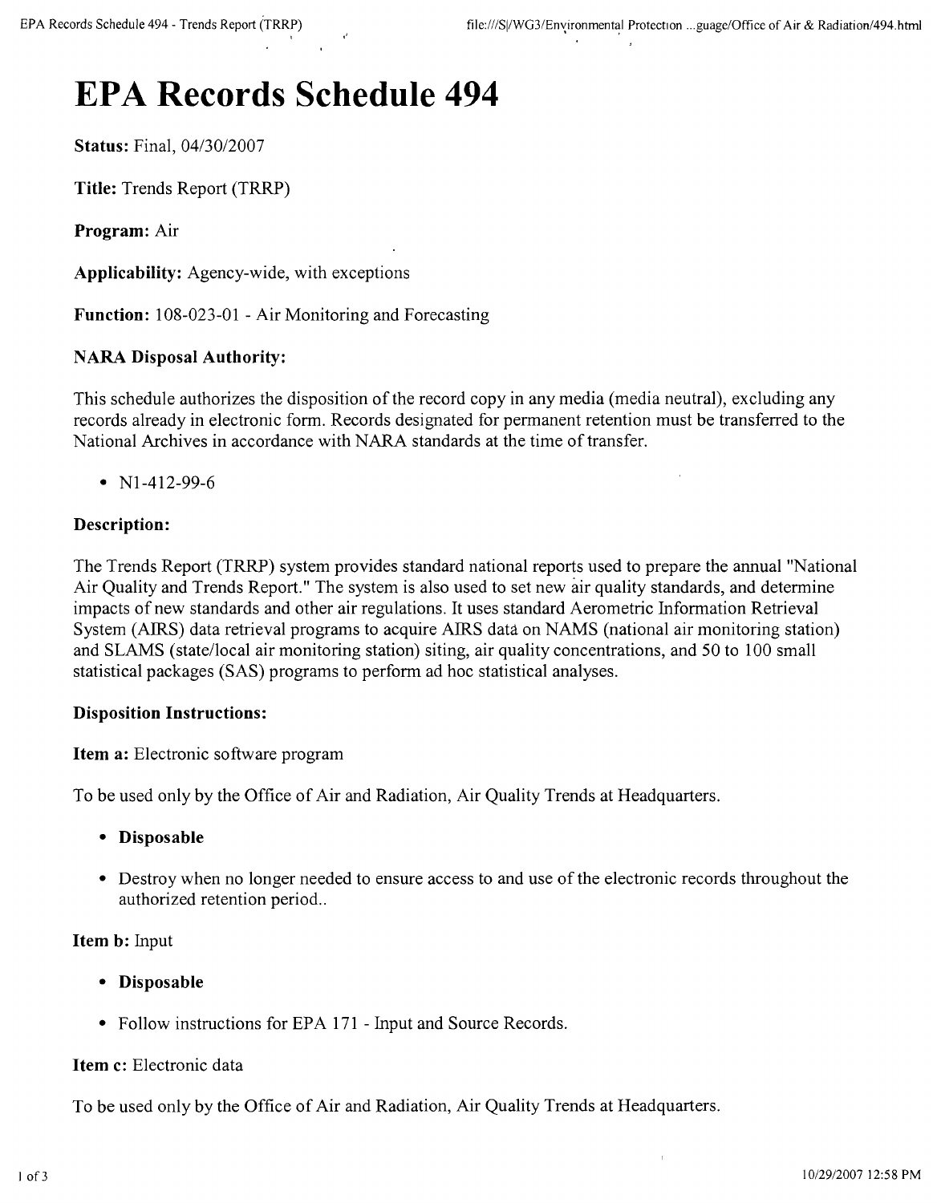# EPA Records Schedule 494

**Status:** Final, 04/30/2007

**Title:** Trends Report (TRRP)

**Program:** Air

**Applicability:** Agency-wide, with exceptions

**Function:** 108-023-01 - Air Monitoring and Forecasting

### NARA Disposal Authority:

This schedule authorizes the disposition of the record copy in any media (media neutral), excluding any records already in electronic form. Records designated for permanent retention must be transferred to the National Archives in accordance with NARA standards at the time of transfer.

- N1-412-99-6

### Description:

The Trends Report (TRRP) system provides standard national reports used to prepare the annual "National Air Quality and Trends Report." The system is also used to set new air quality standards, and determine impacts of new standards and other air regulations. It uses standard Aerometric Information Retrieval System (AIRS) data retrieval programs to acquire AIRS data on NAMS (national air monitoring station) and SLAMS (state/local air monitoring station) siting, air quality concentrations, and 50 to 100 small statistical packages (SAS) programs to perform ad hoc statistical analyses.

### Disposition Instructions:

**Item a:** Electronic software program

To be used only by the Office of Air and Radiation, Air Quality Trends at Headquarters.

- **Disposable**
- Destroy when no longer needed to ensure access to and use of the electronic records throughout the authorized retention period..

**Item b:** Input

- **Disposable**
- Follow instructions for EPA 171 - Input and Source Records.

**Item c:** Electronic data

To be used only by the Office of Air and Radiation, Air Quality Trends at Headquarters.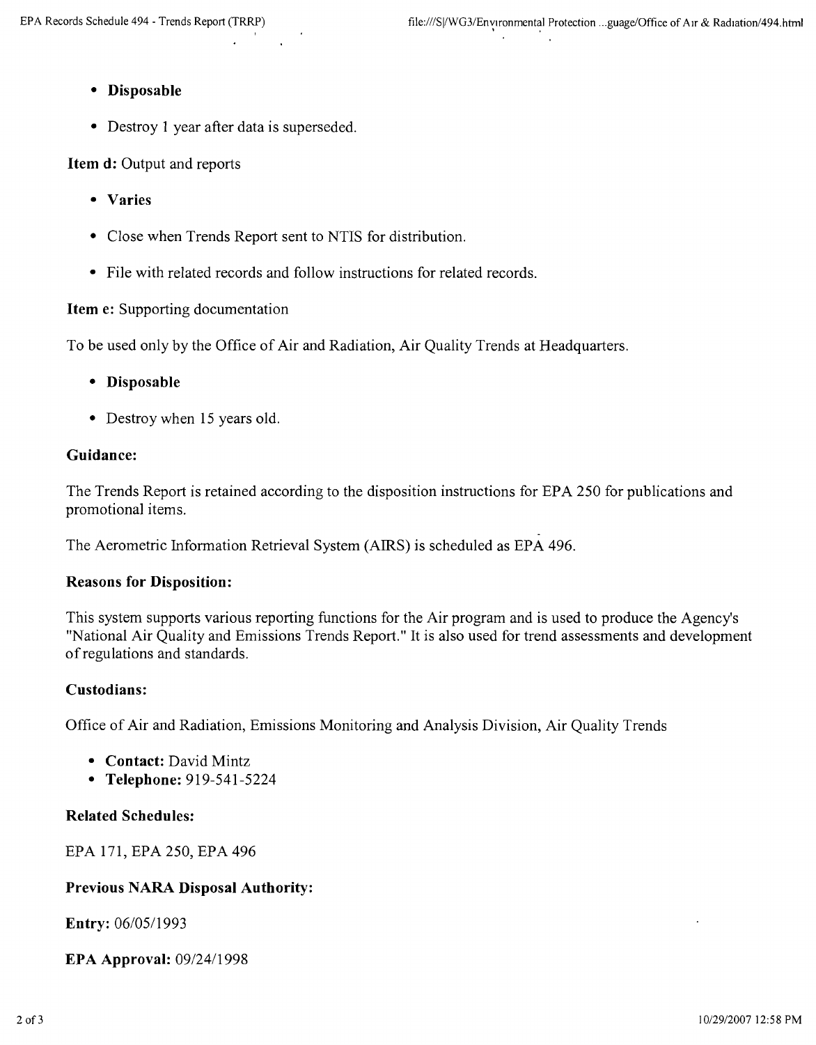- **Disposable**
- Destroy 1 year after data is superseded.

**Item d:** Output and reports

- **Varies**
- Close when Trends Report sent to NTIS for distribution.
- File with related records and follow instructions for related records.

**Item e:** Supporting documentation

To be used only by the Office of Air and Radiation, Air Quality Trends at Headquarters.

- **Disposable**
- Destroy when 15 years old.

**Guidance:**

The Trends Report is retained according to the disposition instructions for EPA 250 for publications and promotional items.

The Aerometric Information Retrieval System (AIRS) is scheduled as EPA 496.

**Reasons for Disposition:**

This system supports various reporting functions for the Air program and is used to produce the Agency's "National Air Quality and Emissions Trends Report." It is also used for trend assessments and development of regulations and standards.

**Custodians:**

Office of Air and Radiation, Emissions Monitoring and Analysis Division, Air Quality Trends

- **Contact:** David Mintz
- **Telephone:** 919-541-5224

**Related Schedules:**

EPA 171, EPA 250, EPA 496

**Previous NARA Disposal Authority:**

**Entry:** 06/05/1993

**EPA Approval:** 09/24/1998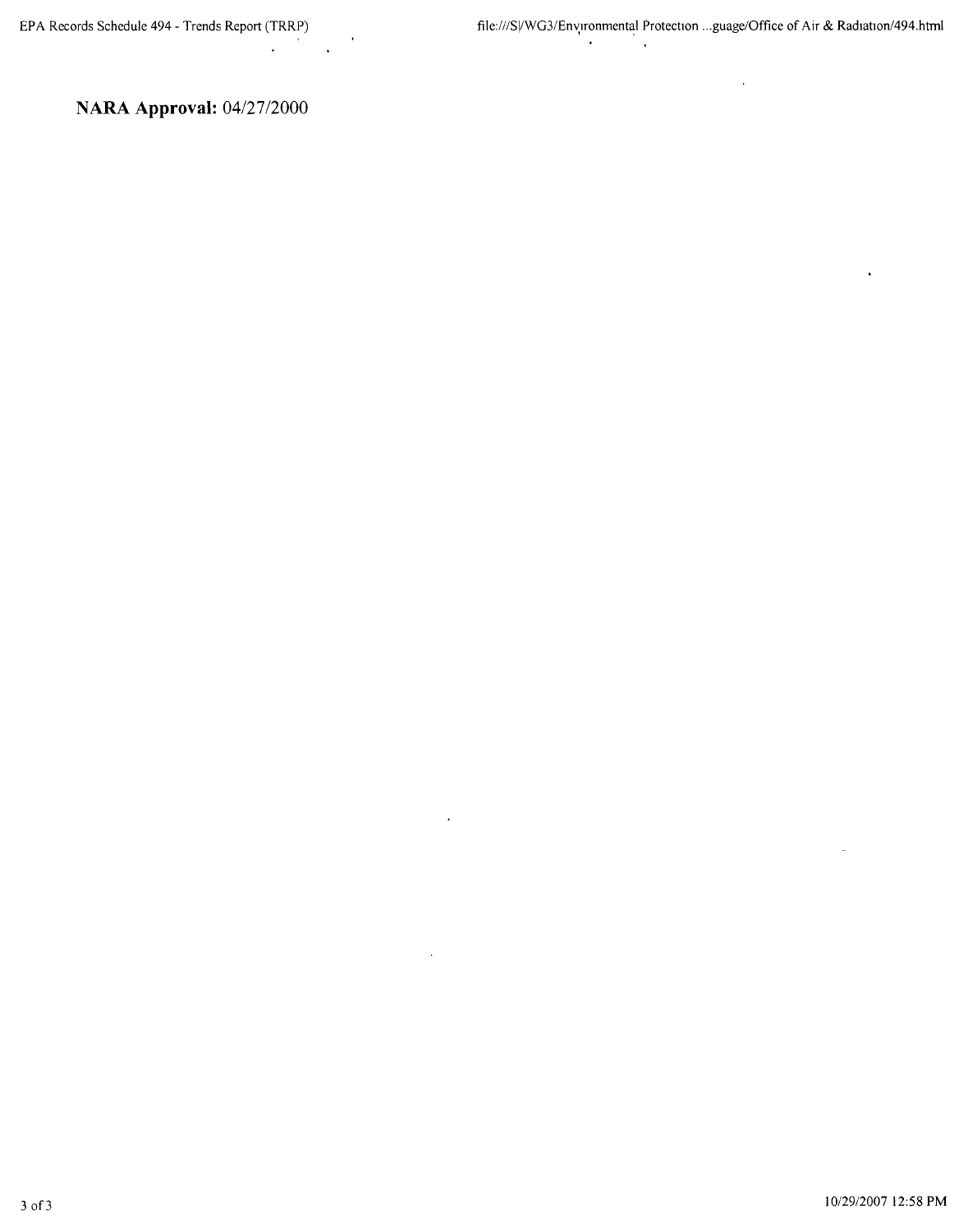**NARA Approval:** 04/27/2000